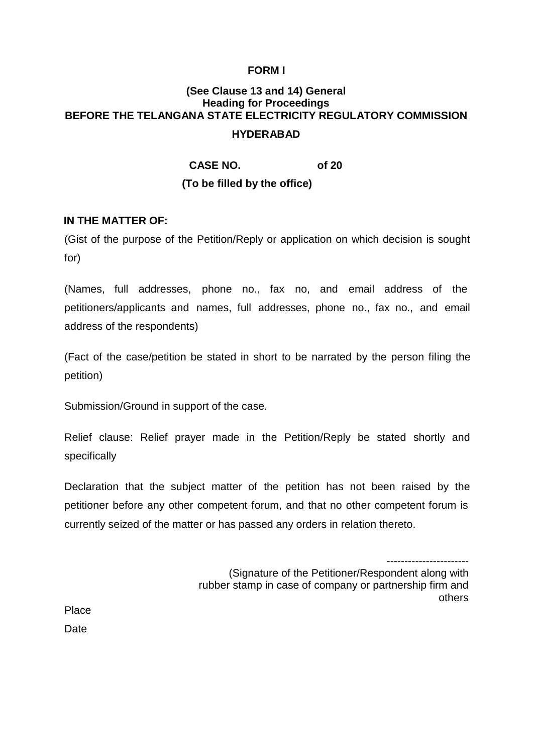**FORM I**

**(See Clause 13 and 14) General Heading for Proceedings**

**BEFORE THE TELANGANA STATE ELECTRICITY REGULATORY COMMISSION**

**HYDERABAD**

**CASE NO. of 20**

**(To be filled by the office)**

**IN THE MATTER OF:**

(Gist of the purpose of the Petition/Reply or application on which decision is sought for)

(Names, full addresses, phone no., fax no, and email address of the petitioners/applicants and names, full addresses, phone no., fax no., and email address of the respondents)

(Fact of the case/petition be stated in short to be narrated by the person filing the petition)

Submission/Ground in support of the case.

Relief clause: Relief prayer made in the Petition/Reply be stated shortly and specifically

Declaration that the subject matter of the petition has not been raised by the petitioner before any other competent forum, and that no other competent forum is currently seized of the matter or has passed any orders in relation thereto.

----------------------

(Signature of the Petitioner/Respondent along with rubber stamp in case of company or partnership firm and others

Place

Date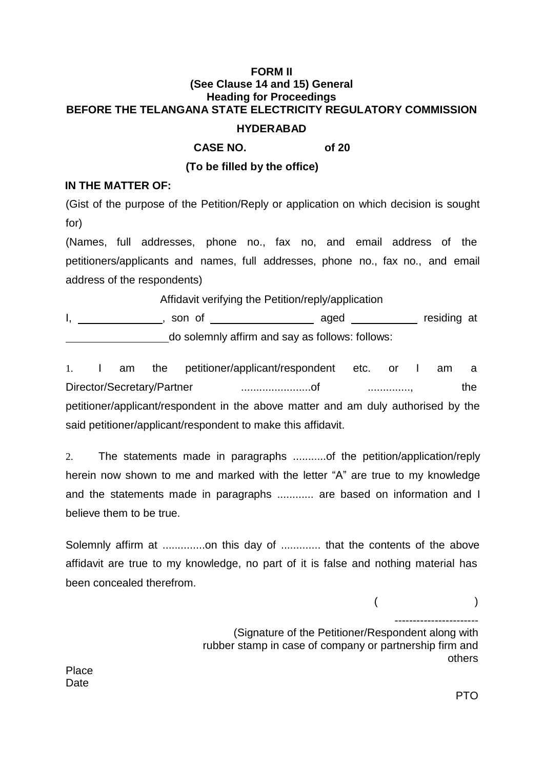**FORM II**
**(See Clause 14 and 15) General**
**Heading for Proceedings**
**BEFORE THE TELANGANA STATE ELECTRICITY REGULATORY COMMISSION**

**HYDERABAD**

**CASE NO. of 20**

**(To be filled by the office)**

**IN THE MATTER OF:**

(Gist of the purpose of the Petition/Reply or application on which decision is sought for)

(Names, full addresses, phone no., fax no, and email address of the petitioners/applicants and names, full addresses, phone no., fax no., and email address of the respondents)

Affidavit verifying the Petition/reply/application

I, ______________, son of _________________ aged ___________ residing at _________________ do solemnly affirm and say as follows: follows:

1. I am the petitioner/applicant/respondent etc. or I am a Director/Secretary/Partner .......................of ............., the petitioner/applicant/respondent in the above matter and am duly authorised by the said petitioner/applicant/respondent to make this affidavit.

2. The statements made in paragraphs ...........of the petition/application/reply herein now shown to me and marked with the letter "A" are true to my knowledge and the statements made in paragraphs ............ are based on information and I believe them to be true.

Solemnly affirm at ..............on this day of ............. that the contents of the above affidavit are true to my knowledge, no part of it is false and nothing material has been concealed therefrom.

( )

----------------------
(Signature of the Petitioner/Respondent along with rubber stamp in case of company or partnership firm and others

Place
Date

PTO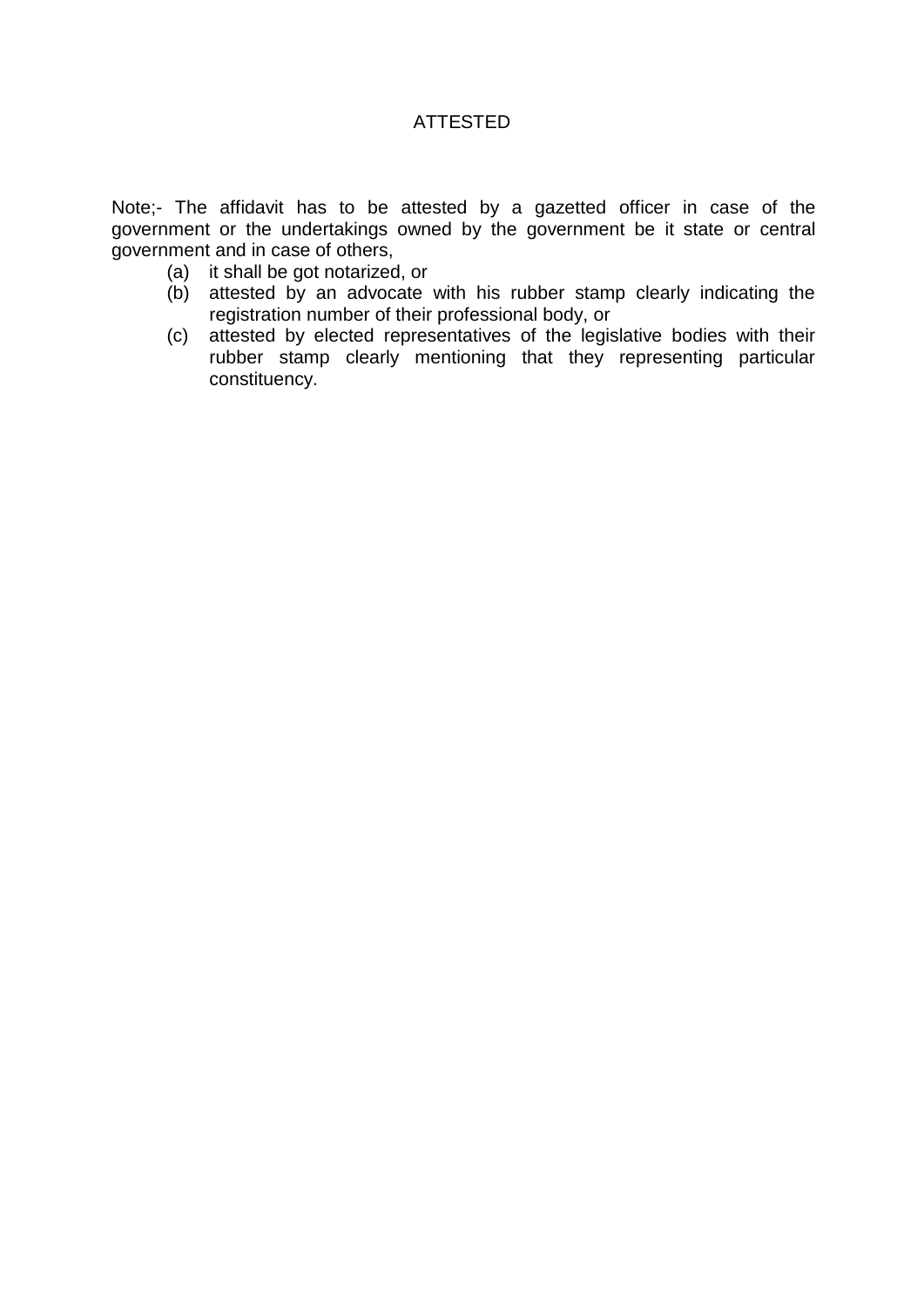ATTESTED

Note;- The affidavit has to be attested by a gazetted officer in case of the government or the undertakings owned by the government be it state or central government and in case of others,

(a) it shall be got notarized, or
(b) attested by an advocate with his rubber stamp clearly indicating the registration number of their professional body, or
(c) attested by elected representatives of the legislative bodies with their rubber stamp clearly mentioning that they representing particular constituency.